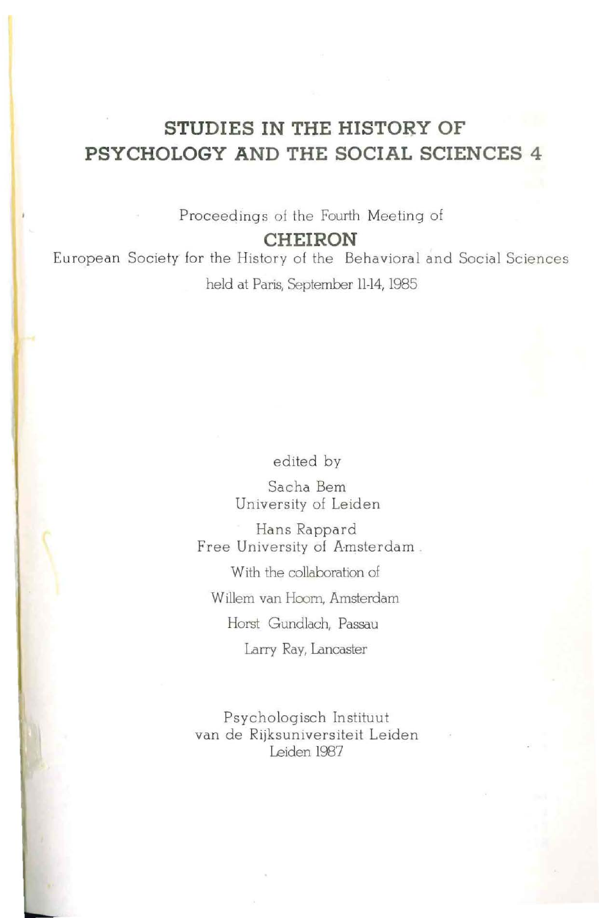# STUDIES IN THE HISTORY OF PSYCHOLOGY AND THE SOCIAL SCIENCES 4

Proceedings of the Fourth Meeting of

## CHEIRON

European Society for the History of the Behavioral and Social Sciences

held at Paris, September 11-14, 1985

edited by

Sacha Bem
University of Leiden

Hans Rappard
Free University of Amsterdam

With the collaboration of

Willem van Hoorn, Amsterdam

Horst Gundlach, Passau

Larry Ray, Lancaster

Psychologisch Instituut
van de Rijksuniversiteit Leiden
Leiden 1987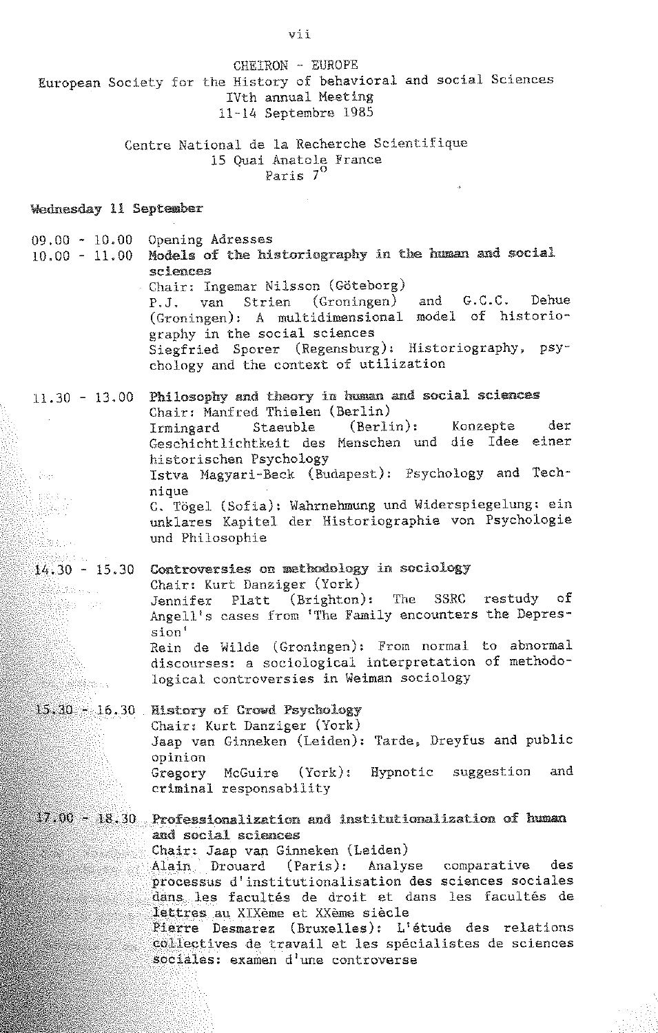CHEIRON - EUROPE

European Society for the History of behavioral and social Sciences

IVth annual Meeting

11-14 Septembre 1985

Centre National de la Recherche Scientifique

15 Quai Anatole France

Paris 7°

**Wednesday 11 September**

09.00 - 10.00 Opening Adresses

10.00 - 11.00 **Models of the historiography in the human and social sciences**

Chair: Ingemar Nilsson (Göteborg)

P.J. van Strien (Groningen) and G.C.C. Dehue (Groningen): A multidimensional model of historiography in the social sciences

Siegfried Sporer (Regensburg): Historiography, psychology and the context of utilization

11.30 - 13.00 **Philosophy and theory in human and social sciences**

Chair: Manfred Thielen (Berlin)

Irmingard Staeuble (Berlin): Konzepte der Geschichtlichtkeit des Menschen und die Idee einer historischen Psychology

Istva Magyari-Beck (Budapest): Psychology and Technique

C. Tögel (Sofia): Wahrnehmung und Widerspiegelung: ein unklares Kapitel der Historiographie von Psychologie und Philosophie

14.30 - 15.30 **Controversies on methodology in sociology**

Chair: Kurt Danziger (York)

Jennifer Platt (Brighton): The SSRC restudy of Angell's cases from 'The Family encounters the Depression'

Rein de Wilde (Groningen): From normal to abnormal discourses: a sociological interpretation of methodological controversies in Weiman sociology

15.30 - 16.30 **History of Crowd Psychology**

Chair: Kurt Danziger (York)

Jaap van Ginneken (Leiden): Tarde, Dreyfus and public opinion

Gregory McGuire (York): Hypnotic suggestion and criminal responsability

17.00 - 18.30 **Professionalization and institutionalization of human and social sciences**

Chair: Jaap van Ginneken (Leiden)

Alain Drouard (Paris): Analyse comparative des processus d'institutionalisation des sciences sociales dans les facultés de droit et dans les facultés de lettres au XIXème et XXème siècle

Pierre Desmarez (Bruxelles): L'étude des relations collectives de travail et les spécialistes de sciences sociales: examen d'une controverse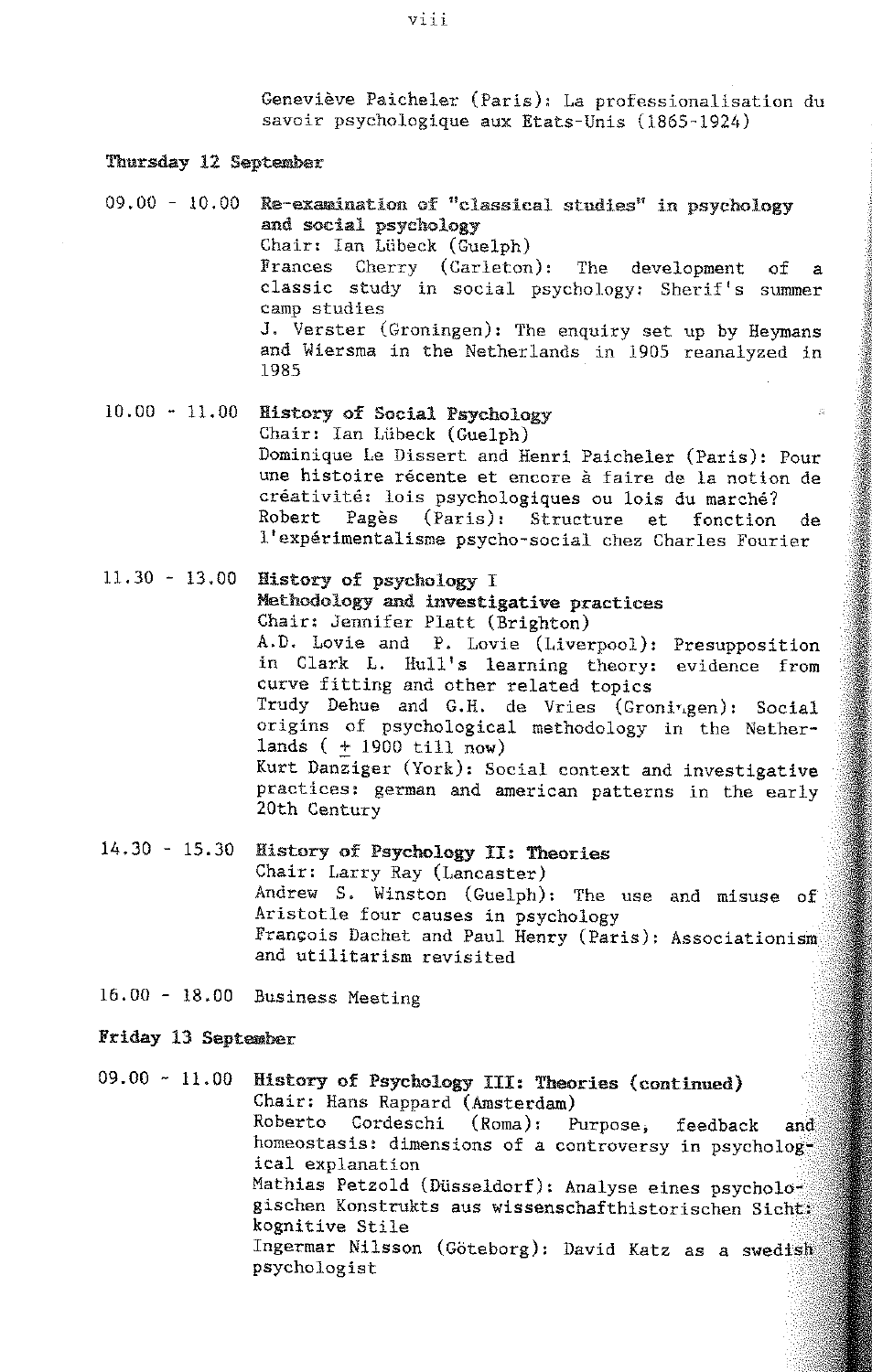Geneviève Paicheler (Paris): La professionalisation du savoir psychologique aux Etats-Unis (1865-1924)

**Thursday 12 September**

09.00 - 10.00 **Re-examination of "classical studies" in psychology and social psychology**
Chair: Ian Lübeck (Guelph)
Frances Cherry (Carleton): The development of a classic study in social psychology: Sherif's summer camp studies
J. Verster (Groningen): The enquiry set up by Heymans and Wiersma in the Netherlands in 1905 reanalyzed in 1985

10.00 - 11.00 **History of Social Psychology**
Chair: Ian Lübeck (Guelph)
Dominique Le Dissert and Henri Paicheler (Paris): Pour une histoire récente et encore à faire de la notion de créativité: lois psychologiques ou lois du marché?
Robert Pagès (Paris): Structure et fonction de l'expérimentalisme psycho-social chez Charles Fourier

11.30 - 13.00 **History of psychology I**
**Methodology and investigative practices**
Chair: Jennifer Platt (Brighton)
A.D. Lovie and P. Lovie (Liverpool): Presupposition in Clark L. Hull's learning theory: evidence from curve fitting and other related topics
Trudy Dehue and G.H. de Vries (Groningen): Social origins of psychological methodology in the Netherlands ( ± 1900 till now)
Kurt Danziger (York): Social context and investigative practices: german and american patterns in the early 20th Century

14.30 - 15.30 **History of Psychology II: Theories**
Chair: Larry Ray (Lancaster)
Andrew S. Winston (Guelph): The use and misuse of Aristotle four causes in psychology
François Dachet and Paul Henry (Paris): Associationism and utilitarism revisited

16.00 - 18.00 Business Meeting

**Friday 13 September**

09.00 - 11.00 **History of Psychology III: Theories (continued)**
Chair: Hans Rappard (Amsterdam)
Roberto Cordeschi (Roma): Purpose, feedback and homeostasis: dimensions of a controversy in psychological explanation
Mathias Petzold (Düsseldorf): Analyse eines psychologischen Konstrukts aus wissenschafthistorischen Sicht: kognitive Stile
Ingermar Nilsson (Göteborg): David Katz as a swedish psychologist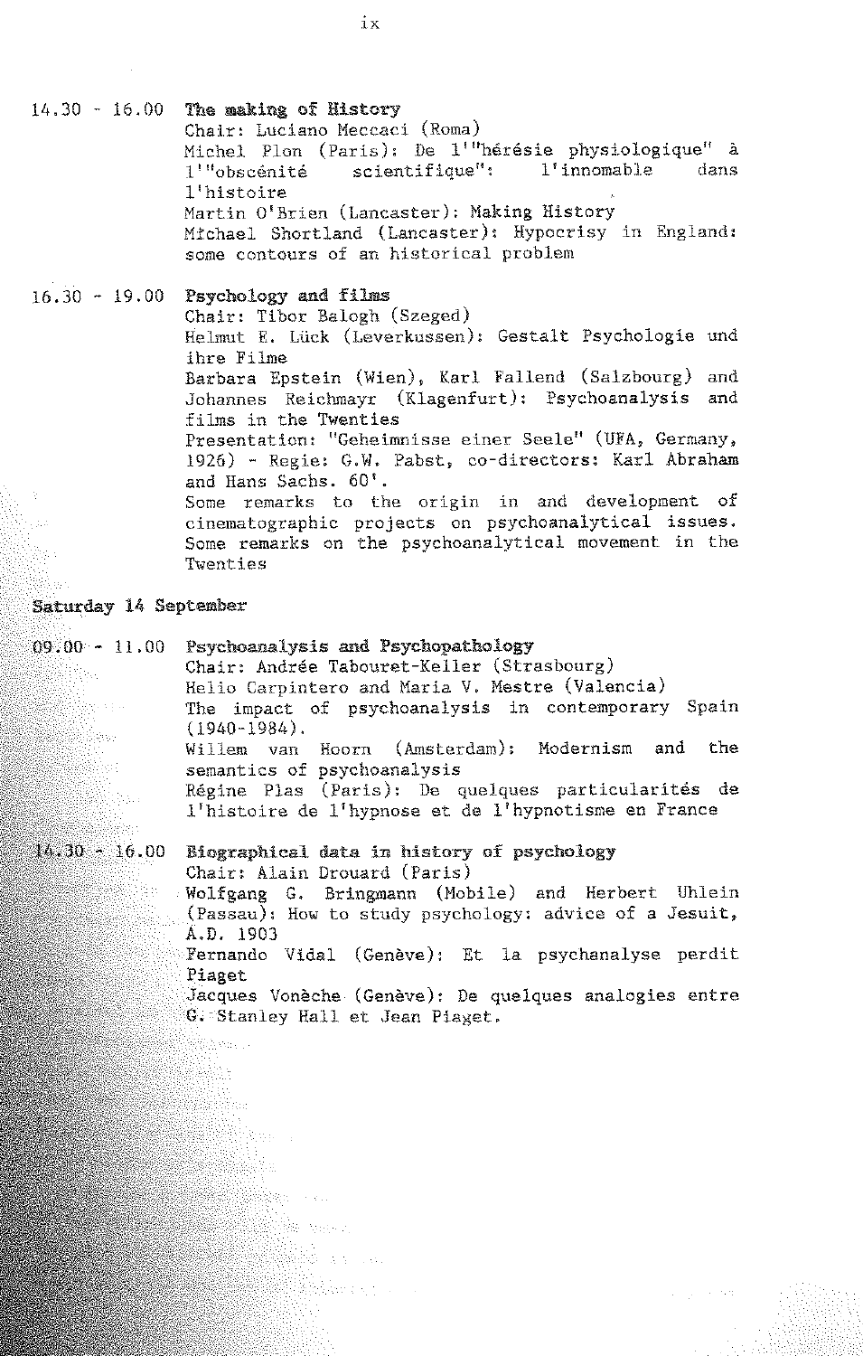14.30 - 16.00 **The making of History**
Chair: Luciano Meccaci (Roma)
Michel Plon (Paris): De l'"hérésie physiologique" à l'"obscénité scientifique": l'innomable dans l'histoire
Martin O'Brien (Lancaster): Making History
Michael Shortland (Lancaster): Hypocrisy in England: some contours of an historical problem

16.30 - 19.00 **Psychology and films**
Chair: Tibor Balogh (Szeged)
Helmut E. Lück (Leverkussen): Gestalt Psychologie und ihre Filme
Barbara Epstein (Wien), Karl Fallend (Salzbourg) and Johannes Reichmayr (Klagenfurt): Psychoanalysis and films in the Twenties
Presentation: "Geheimnisse einer Seele" (UFA, Germany, 1926) - Regie: G.W. Pabst, co-directors: Karl Abraham and Hans Sachs. 60'.
Some remarks to the origin in and development of cinematographic projects on psychoanalytical issues. Some remarks on the psychoanalytical movement in the Twenties

**Saturday 14 September**

09.00 - 11.00 **Psychoanalysis and Psychopathology**
Chair: Andrée Tabouret-Keller (Strasbourg)
Helio Carpintero and Maria V. Mestre (Valencia)
The impact of psychoanalysis in contemporary Spain (1940-1984).
Willem van Hoorn (Amsterdam): Modernism and the semantics of psychoanalysis
Régine Plas (Paris): De quelques particularités de l'histoire de l'hypnose et de l'hypnotisme en France

14.30 - 16.00 **Biographical data in history of psychology**
Chair: Alain Drouard (Paris)
Wolfgang G. Bringmann (Mobile) and Herbert Uhlein (Passau): How to study psychology: advice of a Jesuit, A.D. 1903
Fernando Vidal (Genève): Et la psychanalyse perdit Piaget
Jacques Vonèche (Genève): De quelques analogies entre G. Stanley Hall et Jean Piaget.